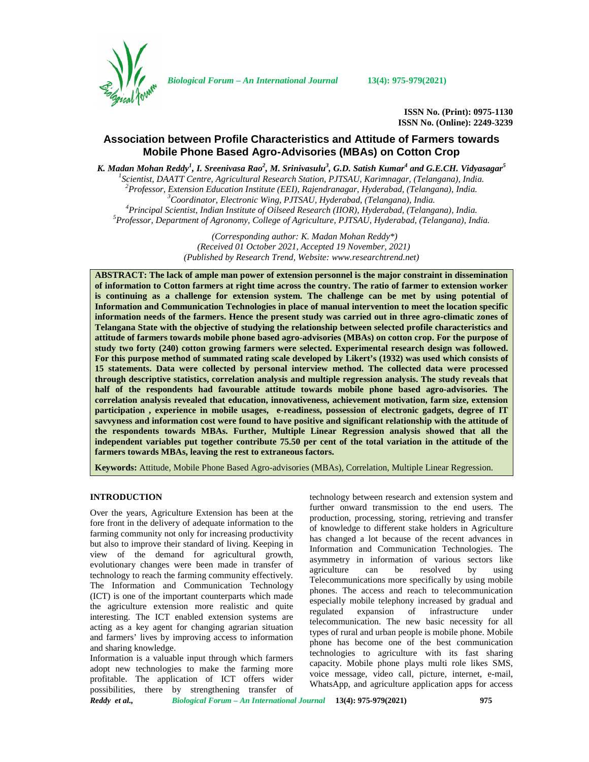ISSN No. (Print): 0975-1130
ISSN No. (Online): 2249-3239

# Association between Profile Characteristics and Attitude of Farmers towards Mobile Phone Based Agro-Advisories (MBAs) on Cotton Crop

*K. Madan Mohan Reddy[1], I. Sreenivasa Rao[2], M. Srinivasulu[3], G.D. Satish Kumar[4] and G.E.CH. Vidyasagar[5]*

[1]*Scientist, DAATT Centre, Agricultural Research Station, PJTSAU, Karimnagar, (Telangana), India.*
[2]*Professor, Extension Education Institute (EEI), Rajendranagar, Hyderabad, (Telangana), India.*
[3]*Coordinator, Electronic Wing, PJTSAU, Hyderabad, (Telangana), India.*
[4]*Principal Scientist, Indian Institute of Oilseed Research (IIOR), Hyderabad, (Telangana), India.*
[5]*Professor, Department of Agronomy, College of Agriculture, PJTSAU, Hyderabad, (Telangana), India.*

*(Corresponding author: K. Madan Mohan Reddy\*)*
*(Received 01 October 2021, Accepted 19 November, 2021)*
*(Published by Research Trend, Website: www.researchtrend.net)*

**ABSTRACT: The lack of ample man power of extension personnel is the major constraint in dissemination of information to Cotton farmers at right time across the country. The ratio of farmer to extension worker is continuing as a challenge for extension system. The challenge can be met by using potential of Information and Communication Technologies in place of manual intervention to meet the location specific information needs of the farmers. Hence the present study was carried out in three agro-climatic zones of Telangana State with the objective of studying the relationship between selected profile characteristics and attitude of farmers towards mobile phone based agro-advisories (MBAs) on cotton crop. For the purpose of study two forty (240) cotton growing farmers were selected. Experimental research design was followed. For this purpose method of summated rating scale developed by Likert's (1932) was used which consists of 15 statements. Data were collected by personal interview method. The collected data were processed through descriptive statistics, correlation analysis and multiple regression analysis. The study reveals that half of the respondents had favourable attitude towards mobile phone based agro-advisories. The correlation analysis revealed that education, innovativeness, achievement motivation, farm size, extension participation , experience in mobile usages, e-readiness, possession of electronic gadgets, degree of IT savvyness and information cost were found to have positive and significant relationship with the attitude of the respondents towards MBAs. Further, Multiple Linear Regression analysis showed that all the independent variables put together contribute 75.50 per cent of the total variation in the attitude of the farmers towards MBAs, leaving the rest to extraneous factors.**

**Keywords:** Attitude, Mobile Phone Based Agro-advisories (MBAs), Correlation, Multiple Linear Regression.

## INTRODUCTION

Over the years, Agriculture Extension has been at the fore front in the delivery of adequate information to the farming community not only for increasing productivity but also to improve their standard of living. Keeping in view of the demand for agricultural growth, evolutionary changes were been made in transfer of technology to reach the farming community effectively. The Information and Communication Technology (ICT) is one of the important counterparts which made the agriculture extension more realistic and quite interesting. The ICT enabled extension systems are acting as a key agent for changing agrarian situation and farmers' lives by improving access to information and sharing knowledge.

Information is a valuable input through which farmers adopt new technologies to make the farming more profitable. The application of ICT offers wider possibilities, there by strengthening transfer of technology between research and extension system and further onward transmission to the end users. The production, processing, storing, retrieving and transfer of knowledge to different stake holders in Agriculture has changed a lot because of the recent advances in Information and Communication Technologies. The asymmetry in information of various sectors like agriculture can be resolved by using Telecommunications more specifically by using mobile phones. The access and reach to telecommunication especially mobile telephony increased by gradual and regulated expansion of infrastructure under telecommunication. The new basic necessity for all types of rural and urban people is mobile phone. Mobile phone has become one of the best communication technologies to agriculture with its fast sharing capacity. Mobile phone plays multi role likes SMS, voice message, video call, picture, internet, e-mail, WhatsApp, and agriculture application apps for access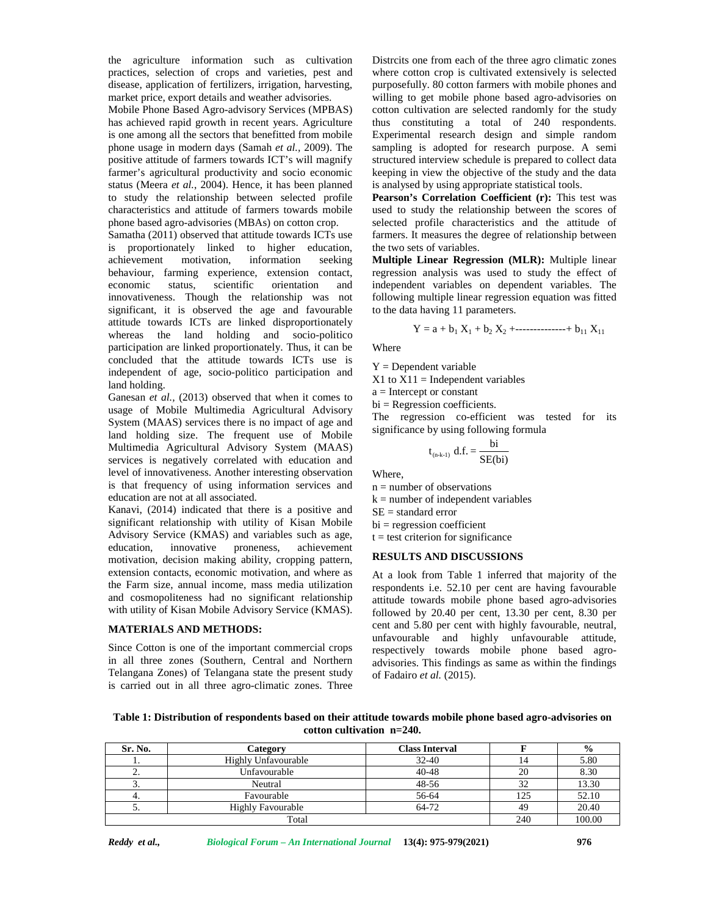the agriculture information such as cultivation practices, selection of crops and varieties, pest and disease, application of fertilizers, irrigation, harvesting, market price, export details and weather advisories.

Mobile Phone Based Agro-advisory Services (MPBAS) has achieved rapid growth in recent years. Agriculture is one among all the sectors that benefitted from mobile phone usage in modern days (Samah *et al.*, 2009). The positive attitude of farmers towards ICT's will magnify farmer's agricultural productivity and socio economic status (Meera *et al.*, 2004). Hence, it has been planned to study the relationship between selected profile characteristics and attitude of farmers towards mobile phone based agro-advisories (MBAs) on cotton crop.

Samatha (2011) observed that attitude towards ICTs use is proportionately linked to higher education, achievement motivation, information seeking behaviour, farming experience, extension contact, economic status, scientific orientation and innovativeness. Though the relationship was not significant, it is observed the age and favourable attitude towards ICTs are linked disproportionately whereas the land holding and socio-politico participation are linked proportionately. Thus, it can be concluded that the attitude towards ICTs use is independent of age, socio-politico participation and land holding.

Ganesan *et al.*, (2013) observed that when it comes to usage of Mobile Multimedia Agricultural Advisory System (MAAS) services there is no impact of age and land holding size. The frequent use of Mobile Multimedia Agricultural Advisory System (MAAS) services is negatively correlated with education and level of innovativeness. Another interesting observation is that frequency of using information services and education are not at all associated.

Kanavi, (2014) indicated that there is a positive and significant relationship with utility of Kisan Mobile Advisory Service (KMAS) and variables such as age, education, innovative proneness, achievement motivation, decision making ability, cropping pattern, extension contacts, economic motivation, and where as the Farm size, annual income, mass media utilization and cosmopoliteness had no significant relationship with utility of Kisan Mobile Advisory Service (KMAS).

## MATERIALS AND METHODS:

Since Cotton is one of the important commercial crops in all three zones (Southern, Central and Northern Telangana Zones) of Telangana state the present study is carried out in all three agro-climatic zones. Three Distrcits one from each of the three agro climatic zones where cotton crop is cultivated extensively is selected purposefully. 80 cotton farmers with mobile phones and willing to get mobile phone based agro-advisories on cotton cultivation are selected randomly for the study thus constituting a total of 240 respondents. Experimental research design and simple random sampling is adopted for research purpose. A semi structured interview schedule is prepared to collect data keeping in view the objective of the study and the data is analysed by using appropriate statistical tools.

**Pearson's Correlation Coefficient (r):** This test was used to study the relationship between the scores of selected profile characteristics and the attitude of farmers. It measures the degree of relationship between the two sets of variables.

**Multiple Linear Regression (MLR):** Multiple linear regression analysis was used to study the effect of independent variables on dependent variables. The following multiple linear regression equation was fitted to the data having 11 parameters.

$$Y = a + b_1 X_1 + b_2 X_2 + \text{--------------} + b_{11} X_{11}$$

Where

Y = Dependent variable

X1 to X11 = Independent variables

a = Intercept or constant

bi = Regression coefficients.

The regression co-efficient was tested for its significance by using following formula

$$t_{(n-k-1)} \text{ d.f.} = \frac{bi}{SE(bi)}$$

Where,

n = number of observations

k = number of independent variables

SE = standard error

bi = regression coefficient

t = test criterion for significance

## RESULTS AND DISCUSSIONS

At a look from Table 1 inferred that majority of the respondents i.e. 52.10 per cent are having favourable attitude towards mobile phone based agro-advisories followed by 20.40 per cent, 13.30 per cent, 8.30 per cent and 5.80 per cent with highly favourable, neutral, unfavourable and highly unfavourable attitude, respectively towards mobile phone based agro-advisories. This findings as same as within the findings of Fadairo *et al.* (2015).

**Table 1: Distribution of respondents based on their attitude towards mobile phone based agro-advisories on cotton cultivation n=240.**

| Sr. No. | Category | Class Interval | F | % |
|---|---|---|---|---|
| 1. | Highly Unfavourable | 32-40 | 14 | 5.80 |
| 2. | Unfavourable | 40-48 | 20 | 8.30 |
| 3. | Neutral | 48-56 | 32 | 13.30 |
| 4. | Favourable | 56-64 | 125 | 52.10 |
| 5. | Highly Favourable | 64-72 | 49 | 20.40 |
| Total | | | 240 | 100.00 |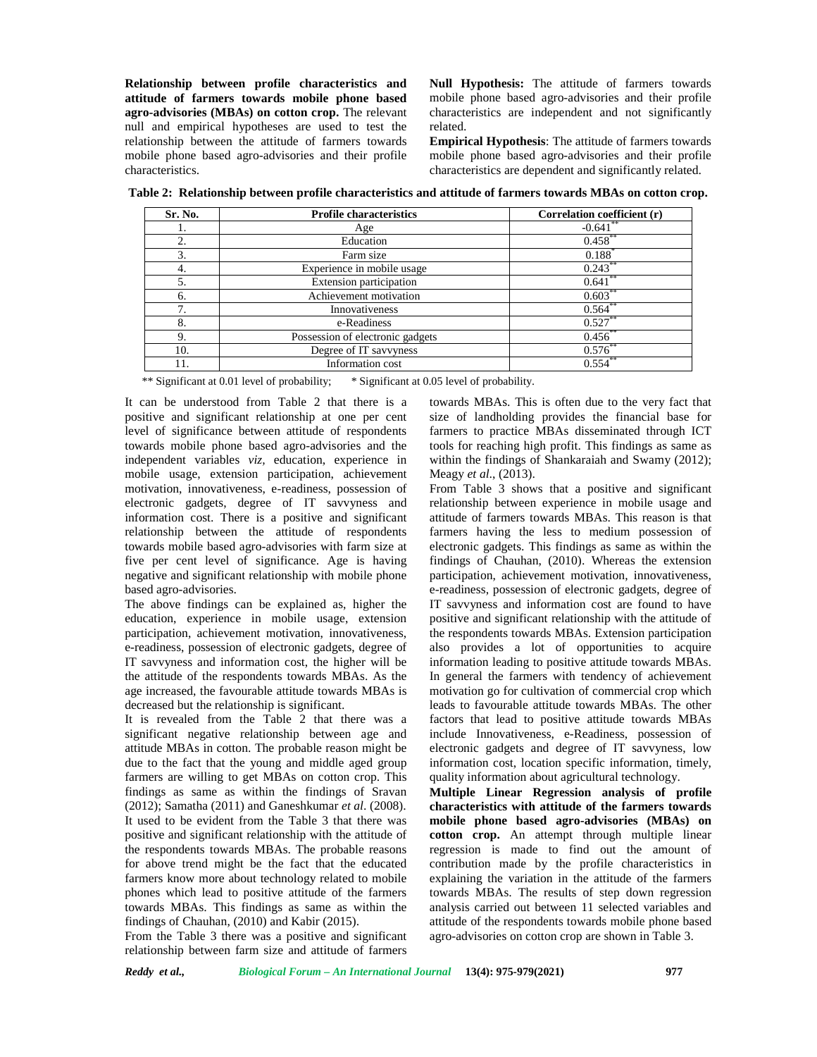**Relationship between profile characteristics and attitude of farmers towards mobile phone based agro-advisories (MBAs) on cotton crop.** The relevant null and empirical hypotheses are used to test the relationship between the attitude of farmers towards mobile phone based agro-advisories and their profile characteristics.

**Null Hypothesis:** The attitude of farmers towards mobile phone based agro-advisories and their profile characteristics are independent and not significantly related.

**Empirical Hypothesis**: The attitude of farmers towards mobile phone based agro-advisories and their profile characteristics are dependent and significantly related.

**Table 2: Relationship between profile characteristics and attitude of farmers towards MBAs on cotton crop.**

| Sr. No. | Profile characteristics | Correlation coefficient (r) |
|---|---|---|
| 1. | Age | -0.641** |
| 2. | Education | 0.458** |
| 3. | Farm size | 0.188* |
| 4. | Experience in mobile usage | 0.243** |
| 5. | Extension participation | 0.641** |
| 6. | Achievement motivation | 0.603** |
| 7. | Innovativeness | 0.564** |
| 8. | e-Readiness | 0.527** |
| 9. | Possession of electronic gadgets | 0.456** |
| 10. | Degree of IT savvyness | 0.576** |
| 11. | Information cost | 0.554** |

** Significant at 0.01 level of probability; * Significant at 0.05 level of probability.

It can be understood from Table 2 that there is a positive and significant relationship at one per cent level of significance between attitude of respondents towards mobile phone based agro-advisories and the independent variables *viz*, education, experience in mobile usage, extension participation, achievement motivation, innovativeness, e-readiness, possession of electronic gadgets, degree of IT savvyness and information cost. There is a positive and significant relationship between the attitude of respondents towards mobile based agro-advisories with farm size at five per cent level of significance. Age is having negative and significant relationship with mobile phone based agro-advisories.

The above findings can be explained as, higher the education, experience in mobile usage, extension participation, achievement motivation, innovativeness, e-readiness, possession of electronic gadgets, degree of IT savvyness and information cost, the higher will be the attitude of the respondents towards MBAs. As the age increased, the favourable attitude towards MBAs is decreased but the relationship is significant.

It is revealed from the Table 2 that there was a significant negative relationship between age and attitude MBAs in cotton. The probable reason might be due to the fact that the young and middle aged group farmers are willing to get MBAs on cotton crop. This findings as same as within the findings of Sravan (2012); Samatha (2011) and Ganeshkumar *et al*. (2008).

It used to be evident from the Table 3 that there was positive and significant relationship with the attitude of the respondents towards MBAs. The probable reasons for above trend might be the fact that the educated farmers know more about technology related to mobile phones which lead to positive attitude of the farmers towards MBAs. This findings as same as within the findings of Chauhan, (2010) and Kabir (2015).

From the Table 3 there was a positive and significant relationship between farm size and attitude of farmers towards MBAs. This is often due to the very fact that size of landholding provides the financial base for farmers to practice MBAs disseminated through ICT tools for reaching high profit. This findings as same as within the findings of Shankaraiah and Swamy (2012); Meagy *et al*., (2013).

From Table 3 shows that a positive and significant relationship between experience in mobile usage and attitude of farmers towards MBAs. This reason is that farmers having the less to medium possession of electronic gadgets. This findings as same as within the findings of Chauhan, (2010). Whereas the extension participation, achievement motivation, innovativeness, e-readiness, possession of electronic gadgets, degree of IT savvyness and information cost are found to have positive and significant relationship with the attitude of the respondents towards MBAs. Extension participation also provides a lot of opportunities to acquire information leading to positive attitude towards MBAs. In general the farmers with tendency of achievement motivation go for cultivation of commercial crop which leads to favourable attitude towards MBAs. The other factors that lead to positive attitude towards MBAs include Innovativeness, e-Readiness, possession of electronic gadgets and degree of IT savvyness, low information cost, location specific information, timely, quality information about agricultural technology.

**Multiple Linear Regression analysis of profile characteristics with attitude of the farmers towards mobile phone based agro-advisories (MBAs) on cotton crop.** An attempt through multiple linear regression is made to find out the amount of contribution made by the profile characteristics in explaining the variation in the attitude of the farmers towards MBAs. The results of step down regression analysis carried out between 11 selected variables and attitude of the respondents towards mobile phone based agro-advisories on cotton crop are shown in Table 3.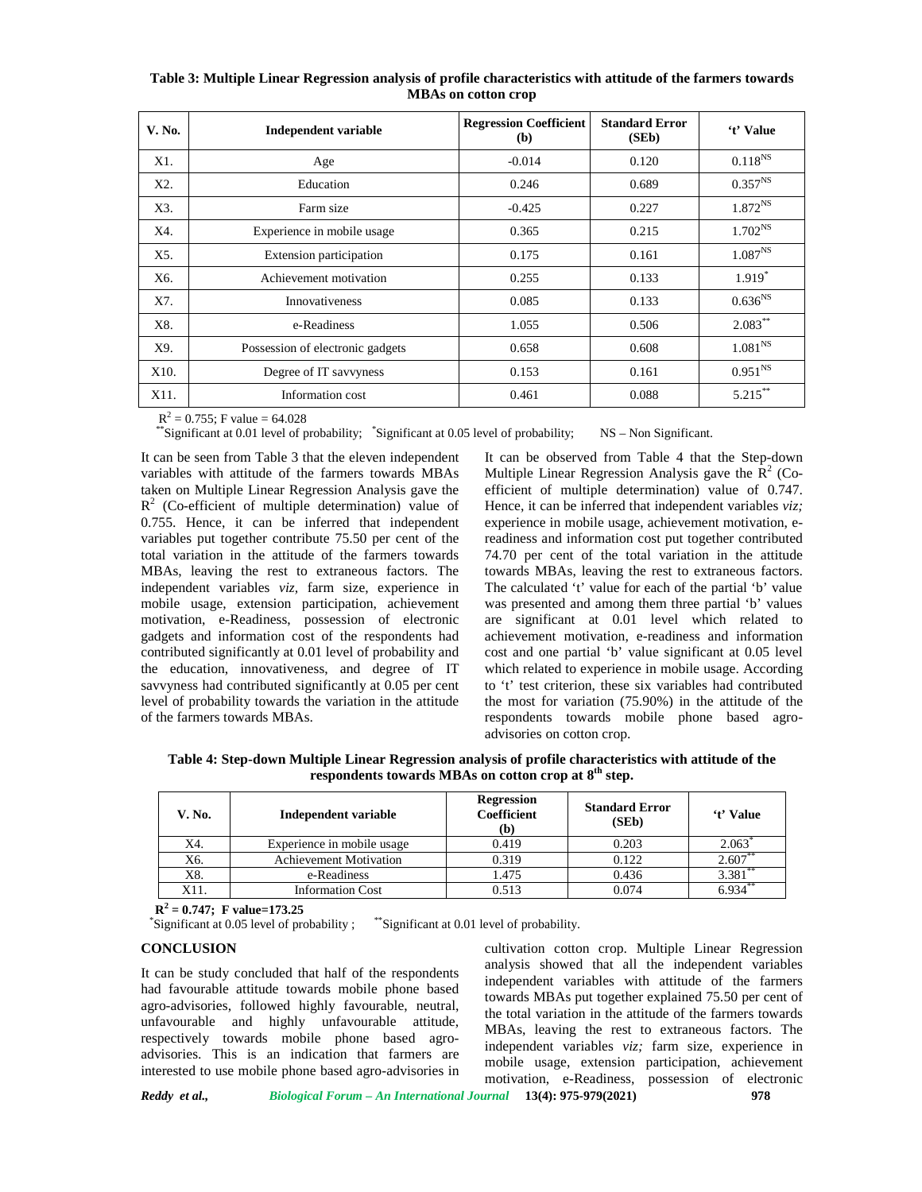**Table 3: Multiple Linear Regression analysis of profile characteristics with attitude of the farmers towards MBAs on cotton crop**

| V. No. | Independent variable | Regression Coefficient (b) | Standard Error (SEb) | 't' Value |
|---|---|---|---|---|
| X1. | Age | -0.014 | 0.120 | $0.118^{NS}$ |
| X2. | Education | 0.246 | 0.689 | $0.357^{NS}$ |
| X3. | Farm size | -0.425 | 0.227 | $1.872^{NS}$ |
| X4. | Experience in mobile usage | 0.365 | 0.215 | $1.702^{NS}$ |
| X5. | Extension participation | 0.175 | 0.161 | $1.087^{NS}$ |
| X6. | Achievement motivation | 0.255 | 0.133 | $1.919^{*}$ |
| X7. | Innovativeness | 0.085 | 0.133 | $0.636^{NS}$ |
| X8. | e-Readiness | 1.055 | 0.506 | $2.083^{**}$ |
| X9. | Possession of electronic gadgets | 0.658 | 0.608 | $1.081^{NS}$ |
| X10. | Degree of IT savvyness | 0.153 | 0.161 | $0.951^{NS}$ |
| X11. | Information cost | 0.461 | 0.088 | $5.215^{**}$ |

$R^2 = 0.755$; F value = 64.028

**Significant at 0.01 level of probability; *Significant at 0.05 level of probability; NS – Non Significant.

It can be seen from Table 3 that the eleven independent variables with attitude of the farmers towards MBAs taken on Multiple Linear Regression Analysis gave the $R^2$ (Co-efficient of multiple determination) value of 0.755. Hence, it can be inferred that independent variables put together contribute 75.50 per cent of the total variation in the attitude of the farmers towards MBAs, leaving the rest to extraneous factors. The independent variables *viz,* farm size, experience in mobile usage, extension participation, achievement motivation, e-Readiness, possession of electronic gadgets and information cost of the respondents had contributed significantly at 0.01 level of probability and the education, innovativeness, and degree of IT savvyness had contributed significantly at 0.05 per cent level of probability towards the variation in the attitude of the farmers towards MBAs.

It can be observed from Table 4 that the Step-down Multiple Linear Regression Analysis gave the $R^2$ (Co-efficient of multiple determination) value of 0.747. Hence, it can be inferred that independent variables *viz;* experience in mobile usage, achievement motivation, e-readiness and information cost put together contributed 74.70 per cent of the total variation in the attitude towards MBAs, leaving the rest to extraneous factors. The calculated 't' value for each of the partial 'b' value was presented and among them three partial 'b' values are significant at 0.01 level which related to achievement motivation, e-readiness and information cost and one partial 'b' value significant at 0.05 level which related to experience in mobile usage. According to 't' test criterion, these six variables had contributed the most for variation (75.90%) in the attitude of the respondents towards mobile phone based agro-advisories on cotton crop.

**Table 4: Step-down Multiple Linear Regression analysis of profile characteristics with attitude of the respondents towards MBAs on cotton crop at 8th step.**

| V. No. | Independent variable | Regression Coefficient (b) | Standard Error (SEb) | 't' Value |
|---|---|---|---|---|
| X4. | Experience in mobile usage | 0.419 | 0.203 | $2.063^{*}$ |
| X6. | Achievement Motivation | 0.319 | 0.122 | $2.607^{**}$ |
| X8. | e-Readiness | 1.475 | 0.436 | $3.381^{**}$ |
| X11. | Information Cost | 0.513 | 0.074 | $6.934^{**}$ |

**$R^2 = 0.747$; F value=173.25**

*Significant at 0.05 level of probability ; **Significant at 0.01 level of probability.

## CONCLUSION

It can be study concluded that half of the respondents had favourable attitude towards mobile phone based agro-advisories, followed highly favourable, neutral, unfavourable and highly unfavourable attitude, respectively towards mobile phone based agro-advisories. This is an indication that farmers are interested to use mobile phone based agro-advisories in cultivation cotton crop. Multiple Linear Regression analysis showed that all the independent variables with attitude of the farmers towards MBAs put together explained 75.50 per cent of the total variation in the attitude of the farmers towards MBAs, leaving the rest to extraneous factors. The independent variables *viz;* farm size, experience in mobile usage, extension participation, achievement motivation, e-Readiness, possession of electronic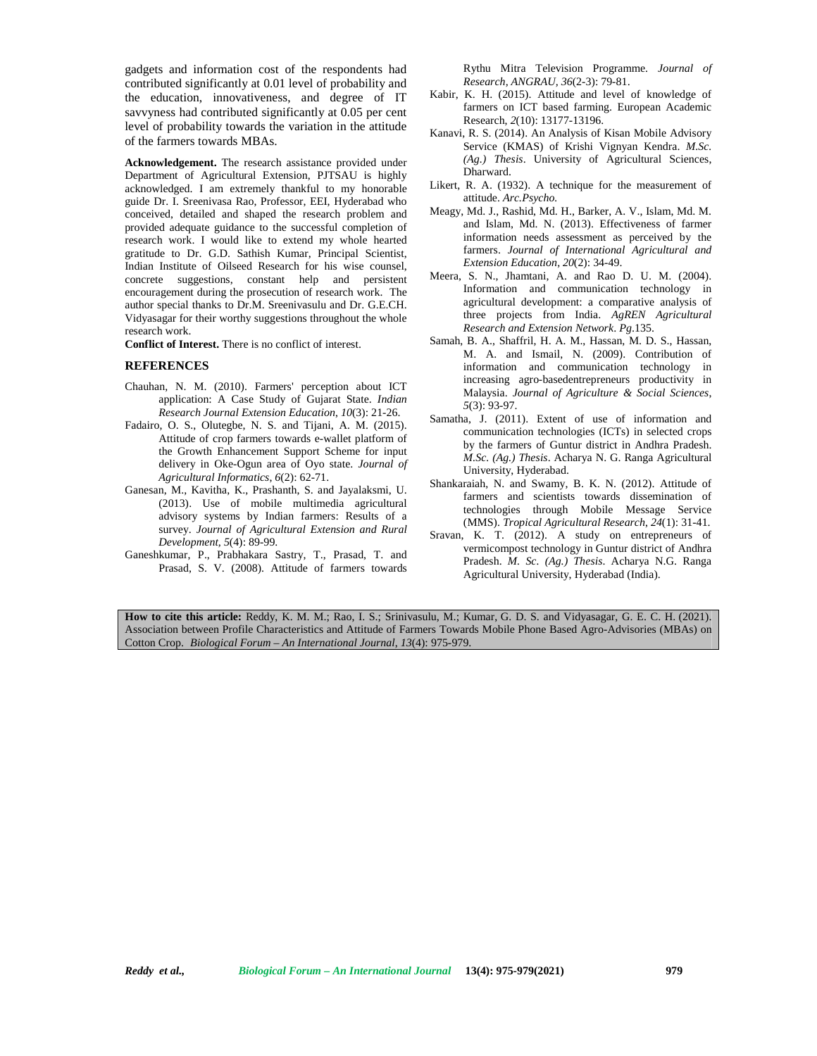gadgets and information cost of the respondents had contributed significantly at 0.01 level of probability and the education, innovativeness, and degree of IT savvyness had contributed significantly at 0.05 per cent level of probability towards the variation in the attitude of the farmers towards MBAs.

**Acknowledgement.** The research assistance provided under Department of Agricultural Extension, PJTSAU is highly acknowledged. I am extremely thankful to my honorable guide Dr. I. Sreenivasa Rao, Professor, EEI, Hyderabad who conceived, detailed and shaped the research problem and provided adequate guidance to the successful completion of research work. I would like to extend my whole hearted gratitude to Dr. G.D. Sathish Kumar, Principal Scientist, Indian Institute of Oilseed Research for his wise counsel, concrete suggestions, constant help and persistent encouragement during the prosecution of research work. The author special thanks to Dr.M. Sreenivasulu and Dr. G.E.CH. Vidyasagar for their worthy suggestions throughout the whole research work.

**Conflict of Interest.** There is no conflict of interest.

## REFERENCES

Chauhan, N. M. (2010). Farmers' perception about ICT application: A Case Study of Gujarat State. *Indian Research Journal Extension Education*, *10*(3): 21-26.

Fadairo, O. S., Olutegbe, N. S. and Tijani, A. M. (2015). Attitude of crop farmers towards e-wallet platform of the Growth Enhancement Support Scheme for input delivery in Oke-Ogun area of Oyo state. *Journal of Agricultural Informatics*, *6*(2): 62-71.

Ganesan, M., Kavitha, K., Prashanth, S. and Jayalaksmi, U. (2013). Use of mobile multimedia agricultural advisory systems by Indian farmers: Results of a survey. *Journal of Agricultural Extension and Rural Development*, *5*(4): 89-99.

Ganeshkumar, P., Prabhakara Sastry, T., Prasad, T. and Prasad, S. V. (2008). Attitude of farmers towards Rythu Mitra Television Programme. *Journal of Research, ANGRAU*, *36*(2-3): 79-81.

Kabir, K. H. (2015). Attitude and level of knowledge of farmers on ICT based farming. European Academic Research, *2*(10): 13177-13196.

Kanavi, R. S. (2014). An Analysis of Kisan Mobile Advisory Service (KMAS) of Krishi Vignyan Kendra. *M.Sc. (Ag.) Thesis*. University of Agricultural Sciences, Dharward.

Likert, R. A. (1932). A technique for the measurement of attitude. *Arc.Psycho.*

Meagy, Md. J., Rashid, Md. H., Barker, A. V., Islam, Md. M. and Islam, Md. N. (2013). Effectiveness of farmer information needs assessment as perceived by the farmers. *Journal of International Agricultural and Extension Education*, *20*(2): 34-49.

Meera, S. N., Jhamtani, A. and Rao D. U. M. (2004). Information and communication technology in agricultural development: a comparative analysis of three projects from India. *AgREN Agricultural Research and Extension Network*. *Pg*.135.

Samah, B. A., Shaffril, H. A. M., Hassan, M. D. S., Hassan, M. A. and Ismail, N. (2009). Contribution of information and communication technology in increasing agro-basedentrepreneurs productivity in Malaysia. *Journal of Agriculture & Social Sciences*, *5*(3): 93-97.

Samatha, J. (2011). Extent of use of information and communication technologies (ICTs) in selected crops by the farmers of Guntur district in Andhra Pradesh. *M.Sc. (Ag.) Thesis*. Acharya N. G. Ranga Agricultural University, Hyderabad.

Shankaraiah, N. and Swamy, B. K. N. (2012). Attitude of farmers and scientists towards dissemination of technologies through Mobile Message Service (MMS). *Tropical Agricultural Research*, *24*(1): 31-41.

Sravan, K. T. (2012). A study on entrepreneurs of vermicompost technology in Guntur district of Andhra Pradesh. *M. Sc. (Ag.) Thesis*. Acharya N.G. Ranga Agricultural University, Hyderabad (India).

**How to cite this article:** Reddy, K. M. M.; Rao, I. S.; Srinivasulu, M.; Kumar, G. D. S. and Vidyasagar, G. E. C. H. (2021). Association between Profile Characteristics and Attitude of Farmers Towards Mobile Phone Based Agro-Advisories (MBAs) on Cotton Crop. *Biological Forum – An International Journal*, *13*(4): 975-979.